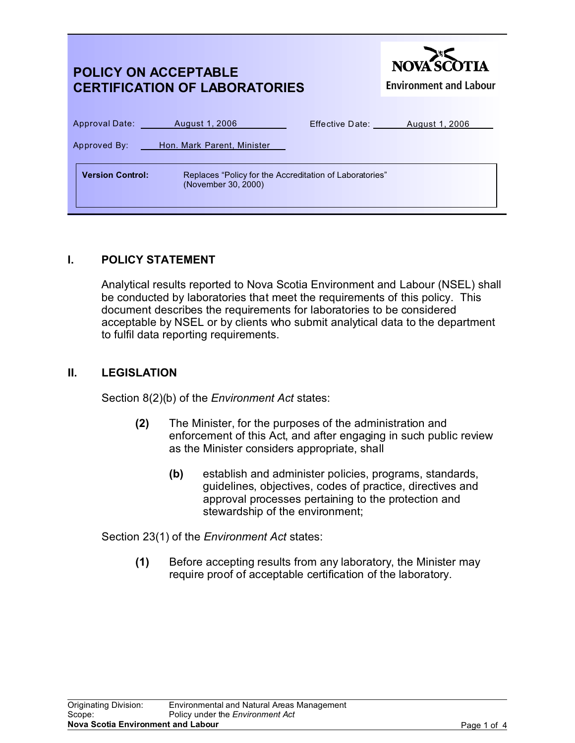# POLICY ON ACCEPTABLE CERTIFICATION OF LABORATORIES

NOVA SCOTIA
Environment and Labour

Approval Date: August 1, 2006 | Effective Date: August 1, 2006

Approved By: Hon. Mark Parent, Minister

**Version Control:** Replaces "Policy for the Accreditation of Laboratories" (November 30, 2000)

## I. POLICY STATEMENT

Analytical results reported to Nova Scotia Environment and Labour (NSEL) shall be conducted by laboratories that meet the requirements of this policy. This document describes the requirements for laboratories to be considered acceptable by NSEL or by clients who submit analytical data to the department to fulfil data reporting requirements.

## II. LEGISLATION

Section 8(2)(b) of the *Environment Act* states:

> **(2)** The Minister, for the purposes of the administration and enforcement of this Act, and after engaging in such public review as the Minister considers appropriate, shall
>
> > **(b)** establish and administer policies, programs, standards, guidelines, objectives, codes of practice, directives and approval processes pertaining to the protection and stewardship of the environment;

Section 23(1) of the *Environment Act* states:

> **(1)** Before accepting results from any laboratory, the Minister may require proof of acceptable certification of the laboratory.

Originating Division: Environmental and Natural Areas Management
Scope: Policy under the *Environment Act*
**Nova Scotia Environment and Labour**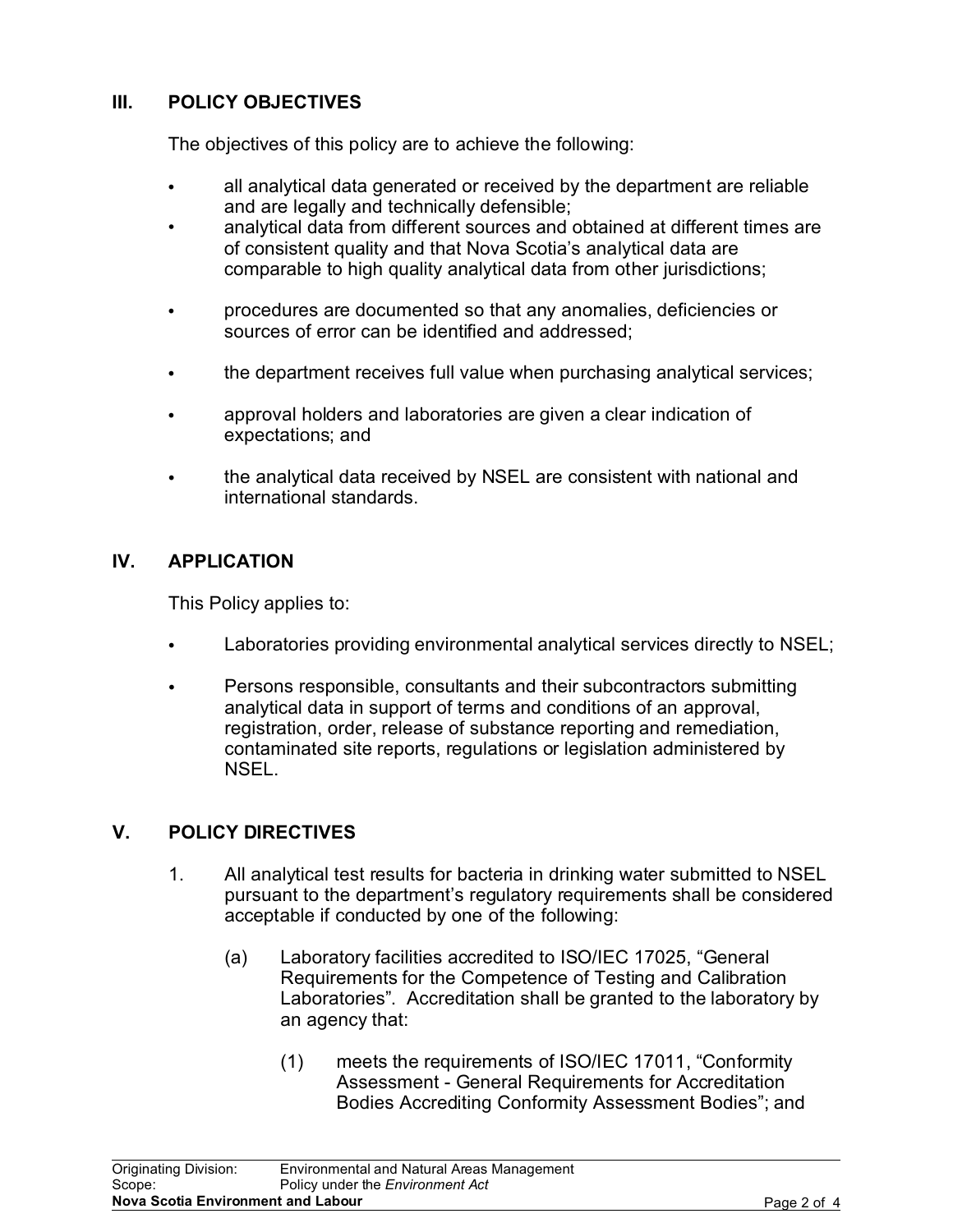## III. POLICY OBJECTIVES

The objectives of this policy are to achieve the following:

- all analytical data generated or received by the department are reliable and are legally and technically defensible;
- analytical data from different sources and obtained at different times are of consistent quality and that Nova Scotia's analytical data are comparable to high quality analytical data from other jurisdictions;
- procedures are documented so that any anomalies, deficiencies or sources of error can be identified and addressed;
- the department receives full value when purchasing analytical services;
- approval holders and laboratories are given a clear indication of expectations; and
- the analytical data received by NSEL are consistent with national and international standards.

## IV. APPLICATION

This Policy applies to:

- Laboratories providing environmental analytical services directly to NSEL;
- Persons responsible, consultants and their subcontractors submitting analytical data in support of terms and conditions of an approval, registration, order, release of substance reporting and remediation, contaminated site reports, regulations or legislation administered by NSEL.

## V. POLICY DIRECTIVES

1. All analytical test results for bacteria in drinking water submitted to NSEL pursuant to the department's regulatory requirements shall be considered acceptable if conducted by one of the following:

   (a) Laboratory facilities accredited to ISO/IEC 17025, "General Requirements for the Competence of Testing and Calibration Laboratories". Accreditation shall be granted to the laboratory by an agency that:

   (1) meets the requirements of ISO/IEC 17011, "Conformity Assessment - General Requirements for Accreditation Bodies Accrediting Conformity Assessment Bodies"; and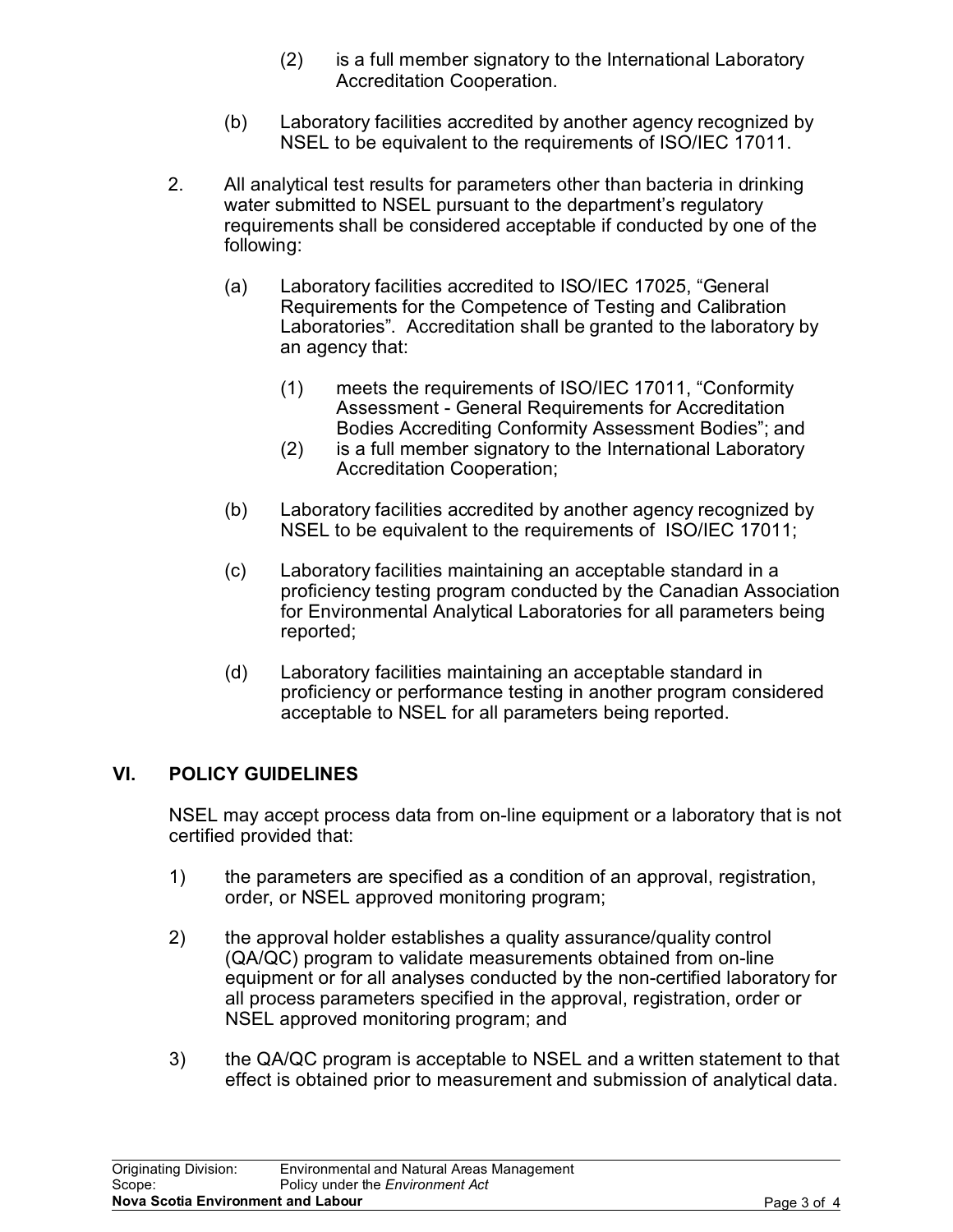(2) is a full member signatory to the International Laboratory Accreditation Cooperation.

(b) Laboratory facilities accredited by another agency recognized by NSEL to be equivalent to the requirements of ISO/IEC 17011.

2. All analytical test results for parameters other than bacteria in drinking water submitted to NSEL pursuant to the department's regulatory requirements shall be considered acceptable if conducted by one of the following:

   (a) Laboratory facilities accredited to ISO/IEC 17025, "General Requirements for the Competence of Testing and Calibration Laboratories". Accreditation shall be granted to the laboratory by an agency that:

      (1) meets the requirements of ISO/IEC 17011, "Conformity Assessment - General Requirements for Accreditation Bodies Accrediting Conformity Assessment Bodies"; and
      (2) is a full member signatory to the International Laboratory Accreditation Cooperation;

   (b) Laboratory facilities accredited by another agency recognized by NSEL to be equivalent to the requirements of ISO/IEC 17011;

   (c) Laboratory facilities maintaining an acceptable standard in a proficiency testing program conducted by the Canadian Association for Environmental Analytical Laboratories for all parameters being reported;

   (d) Laboratory facilities maintaining an acceptable standard in proficiency or performance testing in another program considered acceptable to NSEL for all parameters being reported.

## VI. POLICY GUIDELINES

NSEL may accept process data from on-line equipment or a laboratory that is not certified provided that:

1) the parameters are specified as a condition of an approval, registration, order, or NSEL approved monitoring program;

2) the approval holder establishes a quality assurance/quality control (QA/QC) program to validate measurements obtained from on-line equipment or for all analyses conducted by the non-certified laboratory for all process parameters specified in the approval, registration, order or NSEL approved monitoring program; and

3) the QA/QC program is acceptable to NSEL and a written statement to that effect is obtained prior to measurement and submission of analytical data.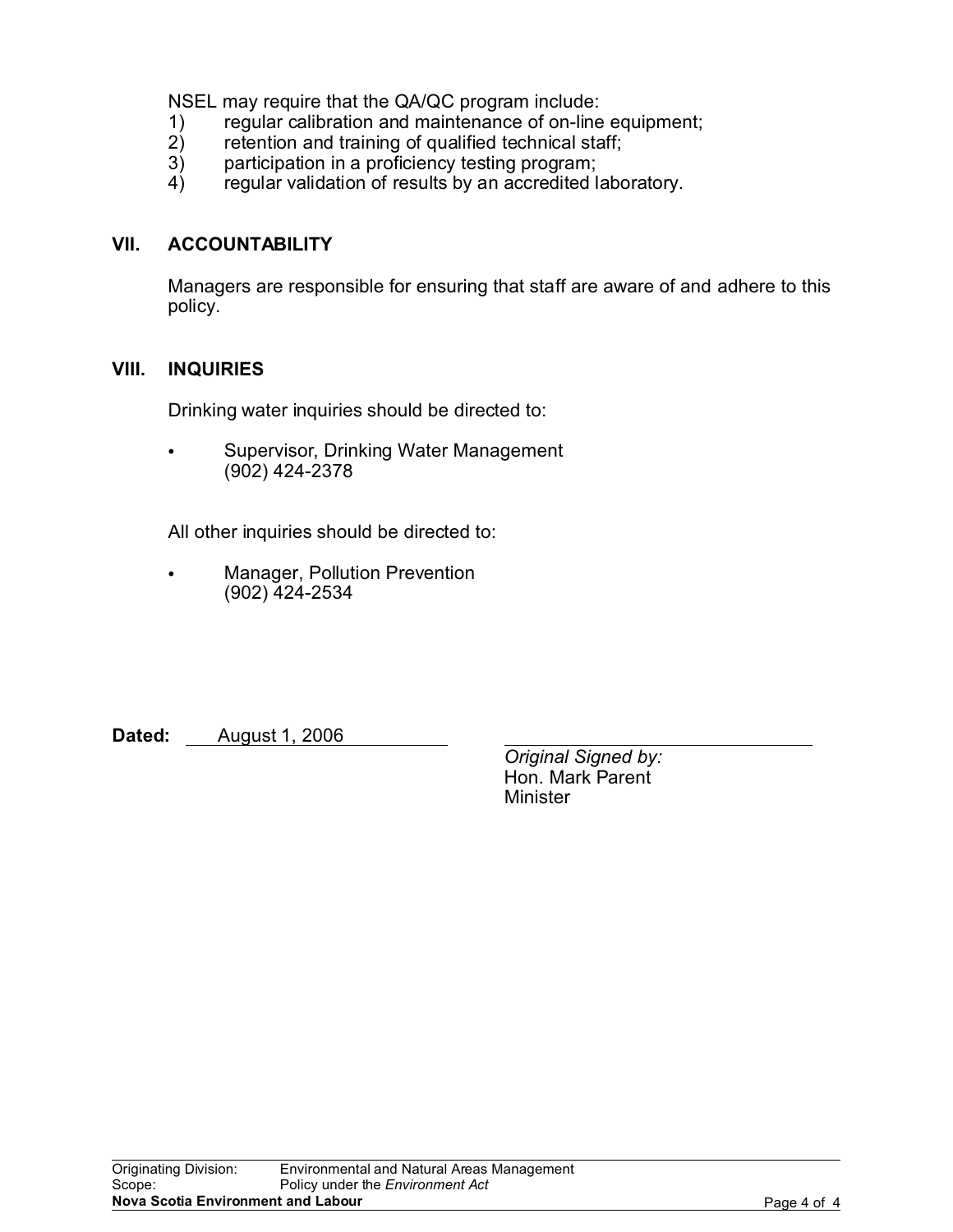NSEL may require that the QA/QC program include:

1) regular calibration and maintenance of on-line equipment;
2) retention and training of qualified technical staff;
3) participation in a proficiency testing program;
4) regular validation of results by an accredited laboratory.

## VII. ACCOUNTABILITY

Managers are responsible for ensuring that staff are aware of and adhere to this policy.

## VIII. INQUIRIES

Drinking water inquiries should be directed to:

- Supervisor, Drinking Water Management
  (902) 424-2378

All other inquiries should be directed to:

- Manager, Pollution Prevention
  (902) 424-2534

**Dated:** August 1, 2006

*Original Signed by:*
Hon. Mark Parent
Minister

Originating Division: Environmental and Natural Areas Management
Scope: Policy under the *Environment Act*
**Nova Scotia Environment and Labour**